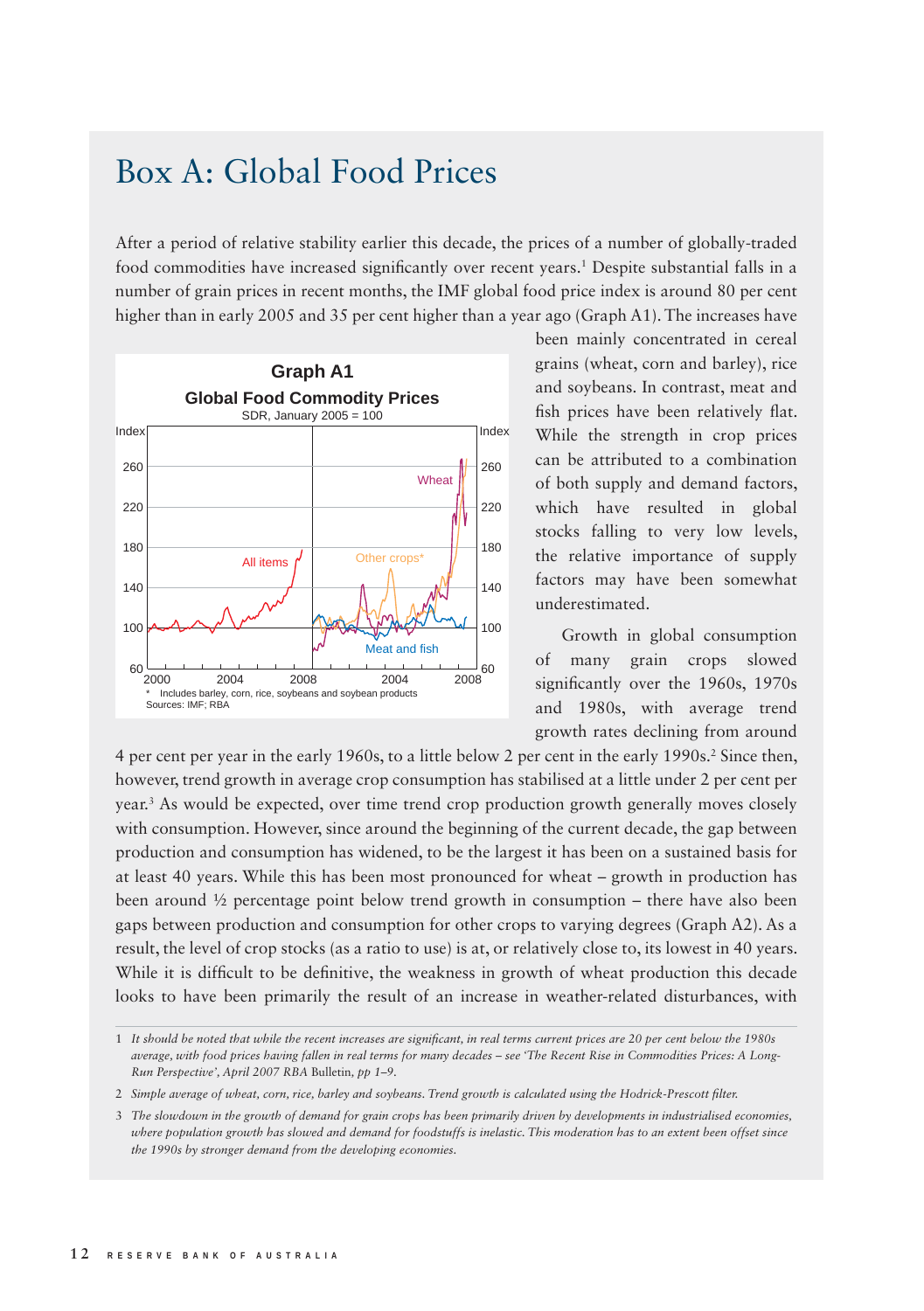# Box A: Global Food Prices

After a period of relative stability earlier this decade, the prices of a number of globally-traded food commodities have increased significantly over recent years.[1] Despite substantial falls in a number of grain prices in recent months, the IMF global food price index is around 80 per cent higher than in early 2005 and 35 per cent higher than a year ago (Graph A1). The increases have been mainly concentrated in cereal grains (wheat, corn and barley), rice and soybeans. In contrast, meat and fish prices have been relatively flat. While the strength in crop prices can be attributed to a combination of both supply and demand factors, which have resulted in global stocks falling to very low levels, the relative importance of supply factors may have been somewhat underestimated.

**Graph A1**

**Global Food Commodity Prices**

SDR, January 2005 = 100

\* Includes barley, corn, rice, soybeans and soybean products

Sources: IMF; RBA

Growth in global consumption of many grain crops slowed significantly over the 1960s, 1970s and 1980s, with average trend growth rates declining from around 4 per cent per year in the early 1960s, to a little below 2 per cent in the early 1990s.[2] Since then, however, trend growth in average crop consumption has stabilised at a little under 2 per cent per year.[3] As would be expected, over time trend crop production growth generally moves closely with consumption. However, since around the beginning of the current decade, the gap between production and consumption has widened, to be the largest it has been on a sustained basis for at least 40 years. While this has been most pronounced for wheat – growth in production has been around ½ percentage point below trend growth in consumption – there have also been gaps between production and consumption for other crops to varying degrees (Graph A2). As a result, the level of crop stocks (as a ratio to use) is at, or relatively close to, its lowest in 40 years. While it is difficult to be definitive, the weakness in growth of wheat production this decade looks to have been primarily the result of an increase in weather-related disturbances, with

---

1 *It should be noted that while the recent increases are significant, in real terms current prices are 20 per cent below the 1980s average, with food prices having fallen in real terms for many decades – see 'The Recent Rise in Commodities Prices: A Long-Run Perspective', April 2007 RBA* Bulletin, *pp 1–9.*

2 *Simple average of wheat, corn, rice, barley and soybeans. Trend growth is calculated using the Hodrick-Prescott filter.*

3 *The slowdown in the growth of demand for grain crops has been primarily driven by developments in industrialised economies, where population growth has slowed and demand for foodstuffs is inelastic. This moderation has to an extent been offset since the 1990s by stronger demand from the developing economies.*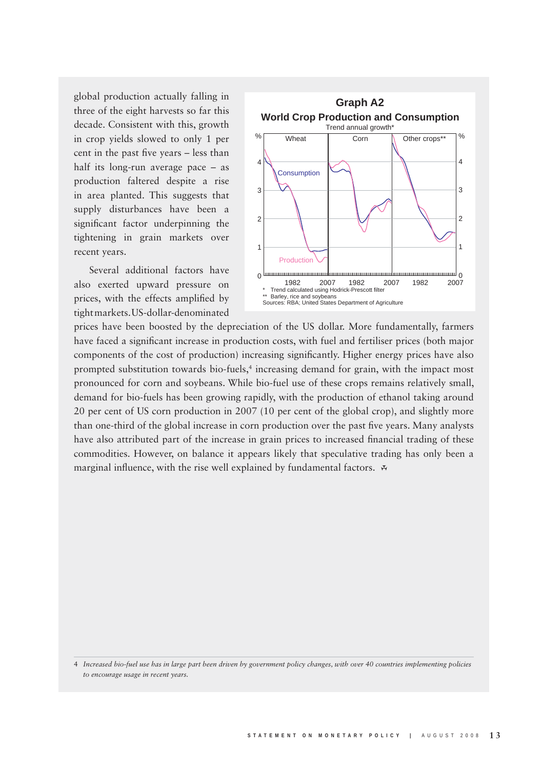global production actually falling in three of the eight harvests so far this decade. Consistent with this, growth in crop yields slowed to only 1 per cent in the past five years – less than half its long-run average pace – as production faltered despite a rise in area planted. This suggests that supply disturbances have been a significant factor underpinning the tightening in grain markets over recent years.

**Graph A2**

**World Crop Production and Consumption**

Trend annual growth*

%

Wheat

Corn

Other crops**

%

4

3

2

1

0

Consumption

Production

1982

2007

1982

2007

1982

2007

\* Trend calculated using Hodrick-Prescott filter

** Barley, rice and soybeans

Sources: RBA; United States Department of Agriculture

Several additional factors have also exerted upward pressure on prices, with the effects amplified by tight markets. US-dollar-denominated prices have been boosted by the depreciation of the US dollar. More fundamentally, farmers have faced a significant increase in production costs, with fuel and fertiliser prices (both major components of the cost of production) increasing significantly. Higher energy prices have also prompted substitution towards bio-fuels,[4] increasing demand for grain, with the impact most pronounced for corn and soybeans. While bio-fuel use of these crops remains relatively small, demand for bio-fuels has been growing rapidly, with the production of ethanol taking around 20 per cent of US corn production in 2007 (10 per cent of the global crop), and slightly more than one-third of the global increase in corn production over the past five years. Many analysts have also attributed part of the increase in grain prices to increased financial trading of these commodities. However, on balance it appears likely that speculative trading has only been a marginal influence, with the rise well explained by fundamental factors.

4 *Increased bio-fuel use has in large part been driven by government policy changes, with over 40 countries implementing policies to encourage usage in recent years.*